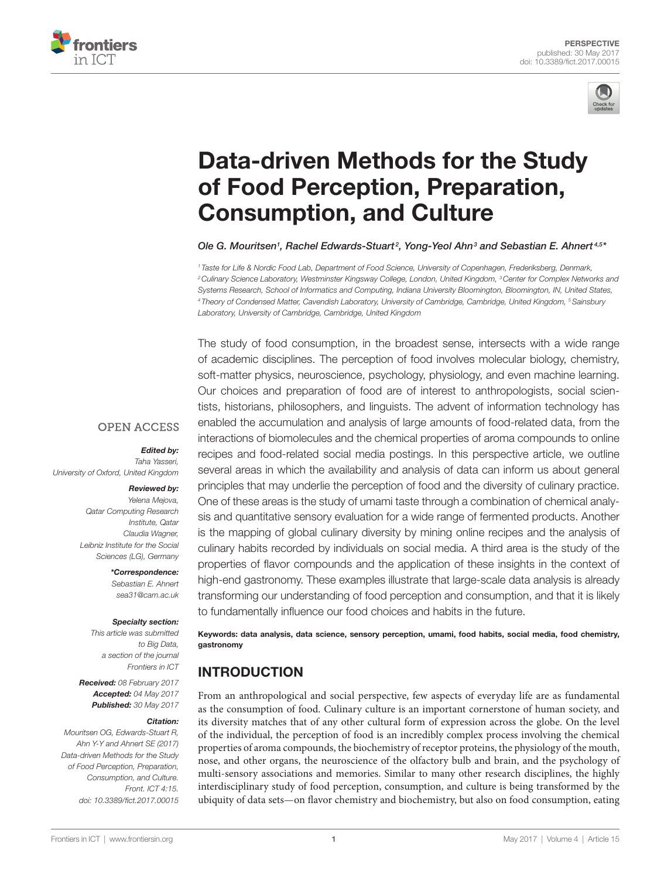PERSPECTIVE
published: 30 May 2017
doi: 10.3389/fict.2017.00015

# Data-driven Methods for the Study of Food Perception, Preparation, Consumption, and Culture

*Ole G. Mouritsen*[1], *Rachel Edwards-Stuart*[2], *Yong-Yeol Ahn*[3] *and Sebastian E. Ahnert*[4,5]*

[1] *Taste for Life & Nordic Food Lab, Department of Food Science, University of Copenhagen, Frederiksberg, Denmark,* [2] *Culinary Science Laboratory, Westminster Kingsway College, London, United Kingdom,* [3] *Center for Complex Networks and Systems Research, School of Informatics and Computing, Indiana University Bloomington, Bloomington, IN, United States,* [4] *Theory of Condensed Matter, Cavendish Laboratory, University of Cambridge, Cambridge, United Kingdom,* [5] *Sainsbury Laboratory, University of Cambridge, Cambridge, United Kingdom*

OPEN ACCESS

***Edited by:***
*Taha Yasseri, University of Oxford, United Kingdom*

***Reviewed by:***
*Yelena Mejova, Qatar Computing Research Institute, Qatar*
*Claudia Wagner, Leibniz Institute for the Social Sciences (LG), Germany*

****Correspondence:***
*Sebastian E. Ahnert*
*sea31@cam.ac.uk*

***Specialty section:***
*This article was submitted to Big Data, a section of the journal Frontiers in ICT*

***Received:*** *08 February 2017*
***Accepted:*** *04 May 2017*
***Published:*** *30 May 2017*

***Citation:***
*Mouritsen OG, Edwards-Stuart R, Ahn Y-Y and Ahnert SE (2017) Data-driven Methods for the Study of Food Perception, Preparation, Consumption, and Culture. Front. ICT 4:15. doi: 10.3389/fict.2017.00015*

The study of food consumption, in the broadest sense, intersects with a wide range of academic disciplines. The perception of food involves molecular biology, chemistry, soft-matter physics, neuroscience, psychology, physiology, and even machine learning. Our choices and preparation of food are of interest to anthropologists, social scientists, historians, philosophers, and linguists. The advent of information technology has enabled the accumulation and analysis of large amounts of food-related data, from the interactions of biomolecules and the chemical properties of aroma compounds to online recipes and food-related social media postings. In this perspective article, we outline several areas in which the availability and analysis of data can inform us about general principles that may underlie the perception of food and the diversity of culinary practice. One of these areas is the study of umami taste through a combination of chemical analysis and quantitative sensory evaluation for a wide range of fermented products. Another is the mapping of global culinary diversity by mining online recipes and the analysis of culinary habits recorded by individuals on social media. A third area is the study of the properties of flavor compounds and the application of these insights in the context of high-end gastronomy. These examples illustrate that large-scale data analysis is already transforming our understanding of food perception and consumption, and that it is likely to fundamentally influence our food choices and habits in the future.

**Keywords: data analysis, data science, sensory perception, umami, food habits, social media, food chemistry, gastronomy**

## INTRODUCTION

From an anthropological and social perspective, few aspects of everyday life are as fundamental as the consumption of food. Culinary culture is an important cornerstone of human society, and its diversity matches that of any other cultural form of expression across the globe. On the level of the individual, the perception of food is an incredibly complex process involving the chemical properties of aroma compounds, the biochemistry of receptor proteins, the physiology of the mouth, nose, and other organs, the neuroscience of the olfactory bulb and brain, and the psychology of multi-sensory associations and memories. Similar to many other research disciplines, the highly interdisciplinary study of food perception, consumption, and culture is being transformed by the ubiquity of data sets—on flavor chemistry and biochemistry, but also on food consumption, eating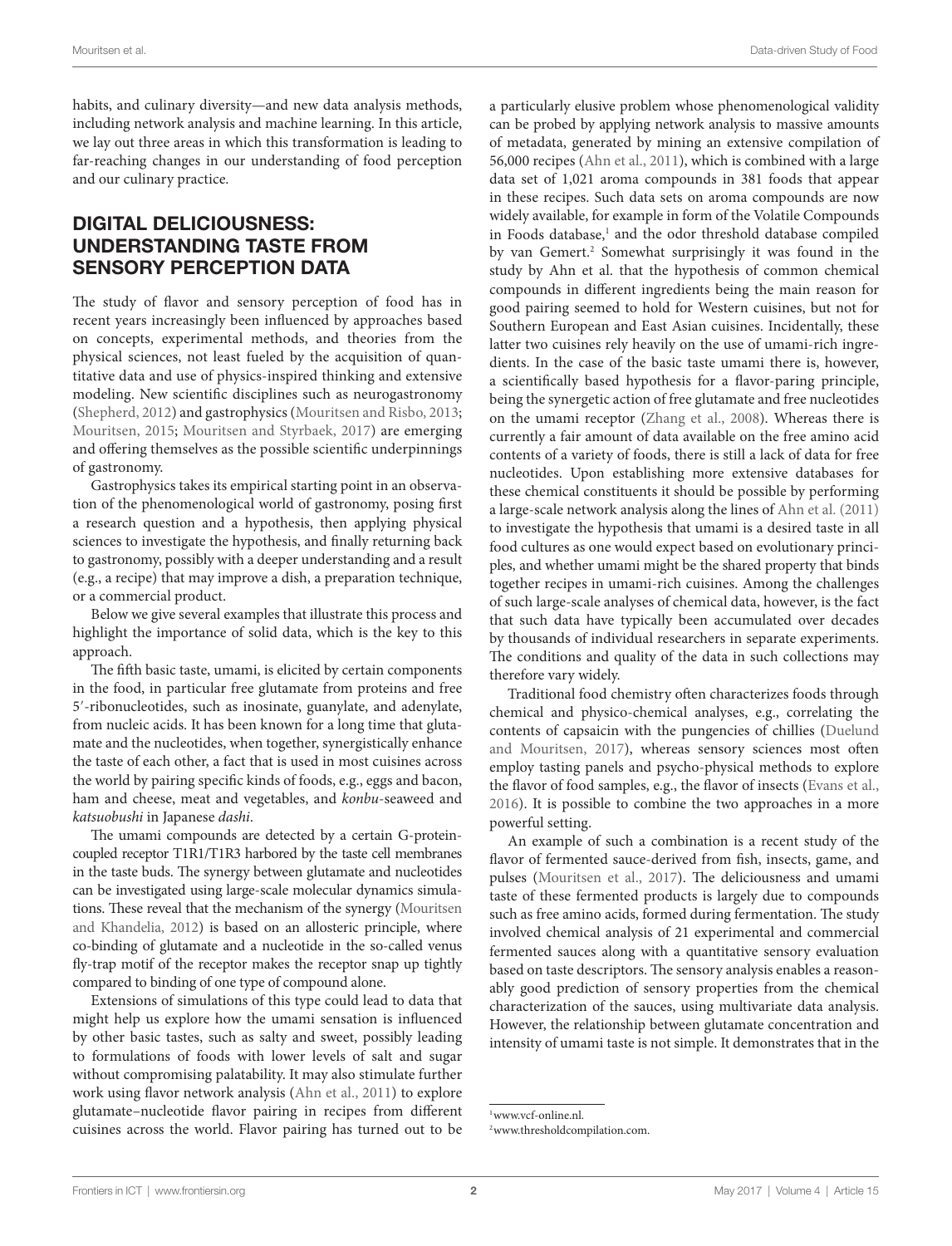habits, and culinary diversity—and new data analysis methods, including network analysis and machine learning. In this article, we lay out three areas in which this transformation is leading to far-reaching changes in our understanding of food perception and our culinary practice.

## DIGITAL DELICIOUSNESS: UNDERSTANDING TASTE FROM SENSORY PERCEPTION DATA

The study of flavor and sensory perception of food has in recent years increasingly been influenced by approaches based on concepts, experimental methods, and theories from the physical sciences, not least fueled by the acquisition of quantitative data and use of physics-inspired thinking and extensive modeling. New scientific disciplines such as neurogastronomy (Shepherd, 2012) and gastrophysics (Mouritsen and Risbo, 2013; Mouritsen, 2015; Mouritsen and Styrbaek, 2017) are emerging and offering themselves as the possible scientific underpinnings of gastronomy.

Gastrophysics takes its empirical starting point in an observation of the phenomenological world of gastronomy, posing first a research question and a hypothesis, then applying physical sciences to investigate the hypothesis, and finally returning back to gastronomy, possibly with a deeper understanding and a result (e.g., a recipe) that may improve a dish, a preparation technique, or a commercial product.

Below we give several examples that illustrate this process and highlight the importance of solid data, which is the key to this approach.

The fifth basic taste, umami, is elicited by certain components in the food, in particular free glutamate from proteins and free 5′-ribonucleotides, such as inosinate, guanylate, and adenylate, from nucleic acids. It has been known for a long time that glutamate and the nucleotides, when together, synergistically enhance the taste of each other, a fact that is used in most cuisines across the world by pairing specific kinds of foods, e.g., eggs and bacon, ham and cheese, meat and vegetables, and *konbu*-seaweed and *katsuobushi* in Japanese *dashi*.

The umami compounds are detected by a certain G-protein-coupled receptor T1R1/T1R3 harbored by the taste cell membranes in the taste buds. The synergy between glutamate and nucleotides can be investigated using large-scale molecular dynamics simulations. These reveal that the mechanism of the synergy (Mouritsen and Khandelia, 2012) is based on an allosteric principle, where co-binding of glutamate and a nucleotide in the so-called venus fly-trap motif of the receptor makes the receptor snap up tightly compared to binding of one type of compound alone.

Extensions of simulations of this type could lead to data that might help us explore how the umami sensation is influenced by other basic tastes, such as salty and sweet, possibly leading to formulations of foods with lower levels of salt and sugar without compromising palatability. It may also stimulate further work using flavor network analysis (Ahn et al., 2011) to explore glutamate–nucleotide flavor pairing in recipes from different cuisines across the world. Flavor pairing has turned out to be a particularly elusive problem whose phenomenological validity can be probed by applying network analysis to massive amounts of metadata, generated by mining an extensive compilation of 56,000 recipes (Ahn et al., 2011), which is combined with a large data set of 1,021 aroma compounds in 381 foods that appear in these recipes. Such data sets on aroma compounds are now widely available, for example in form of the Volatile Compounds in Foods database,[1] and the odor threshold database compiled by van Gemert.[2] Somewhat surprisingly it was found in the study by Ahn et al. that the hypothesis of common chemical compounds in different ingredients being the main reason for good pairing seemed to hold for Western cuisines, but not for Southern European and East Asian cuisines. Incidentally, these latter two cuisines rely heavily on the use of umami-rich ingredients. In the case of the basic taste umami there is, however, a scientifically based hypothesis for a flavor-paring principle, being the synergetic action of free glutamate and free nucleotides on the umami receptor (Zhang et al., 2008). Whereas there is currently a fair amount of data available on the free amino acid contents of a variety of foods, there is still a lack of data for free nucleotides. Upon establishing more extensive databases for these chemical constituents it should be possible by performing a large-scale network analysis along the lines of Ahn et al. (2011) to investigate the hypothesis that umami is a desired taste in all food cultures as one would expect based on evolutionary principles, and whether umami might be the shared property that binds together recipes in umami-rich cuisines. Among the challenges of such large-scale analyses of chemical data, however, is the fact that such data have typically been accumulated over decades by thousands of individual researchers in separate experiments. The conditions and quality of the data in such collections may therefore vary widely.

Traditional food chemistry often characterizes foods through chemical and physico-chemical analyses, e.g., correlating the contents of capsaicin with the pungencies of chillies (Duelund and Mouritsen, 2017), whereas sensory sciences most often employ tasting panels and psycho-physical methods to explore the flavor of food samples, e.g., the flavor of insects (Evans et al., 2016). It is possible to combine the two approaches in a more powerful setting.

An example of such a combination is a recent study of the flavor of fermented sauce-derived from fish, insects, game, and pulses (Mouritsen et al., 2017). The deliciousness and umami taste of these fermented products is largely due to compounds such as free amino acids, formed during fermentation. The study involved chemical analysis of 21 experimental and commercial fermented sauces along with a quantitative sensory evaluation based on taste descriptors. The sensory analysis enables a reasonably good prediction of sensory properties from the chemical characterization of the sauces, using multivariate data analysis. However, the relationship between glutamate concentration and intensity of umami taste is not simple. It demonstrates that in the

[1] www.vcf-online.nl.

[2] www.thresholdcompilation.com.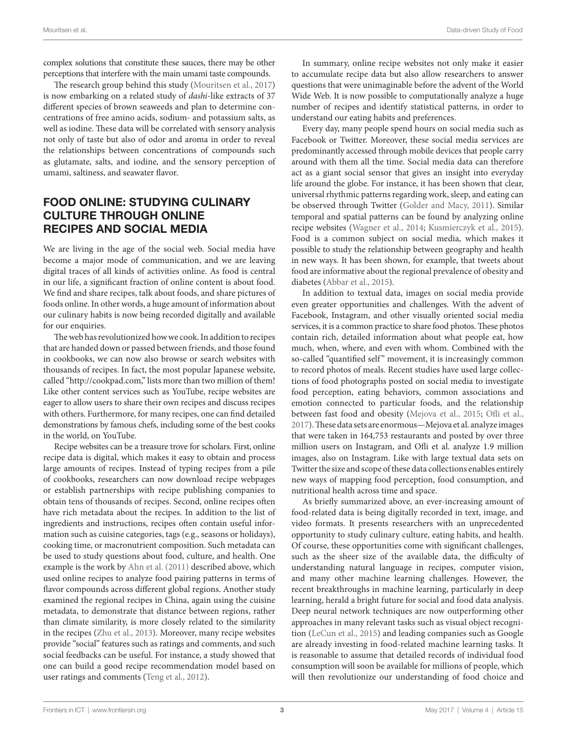complex solutions that constitute these sauces, there may be other perceptions that interfere with the main umami taste compounds.

The research group behind this study (Mouritsen et al., 2017) is now embarking on a related study of *dashi*-like extracts of 37 different species of brown seaweeds and plan to determine concentrations of free amino acids, sodium- and potassium salts, as well as iodine. These data will be correlated with sensory analysis not only of taste but also of odor and aroma in order to reveal the relationships between concentrations of compounds such as glutamate, salts, and iodine, and the sensory perception of umami, saltiness, and seawater flavor.

## FOOD ONLINE: STUDYING CULINARY CULTURE THROUGH ONLINE RECIPES AND SOCIAL MEDIA

We are living in the age of the social web. Social media have become a major mode of communication, and we are leaving digital traces of all kinds of activities online. As food is central in our life, a significant fraction of online content is about food. We find and share recipes, talk about foods, and share pictures of foods online. In other words, a huge amount of information about our culinary habits is now being recorded digitally and available for our enquiries.

The web has revolutionized how we cook. In addition to recipes that are handed down or passed between friends, and those found in cookbooks, we can now also browse or search websites with thousands of recipes. In fact, the most popular Japanese website, called "http://cookpad.com," lists more than two million of them! Like other content services such as YouTube, recipe websites are eager to allow users to share their own recipes and discuss recipes with others. Furthermore, for many recipes, one can find detailed demonstrations by famous chefs, including some of the best cooks in the world, on YouTube.

Recipe websites can be a treasure trove for scholars. First, online recipe data is digital, which makes it easy to obtain and process large amounts of recipes. Instead of typing recipes from a pile of cookbooks, researchers can now download recipe webpages or establish partnerships with recipe publishing companies to obtain tens of thousands of recipes. Second, online recipes often have rich metadata about the recipes. In addition to the list of ingredients and instructions, recipes often contain useful information such as cuisine categories, tags (e.g., seasons or holidays), cooking time, or macronutrient composition. Such metadata can be used to study questions about food, culture, and health. One example is the work by Ahn et al. (2011) described above, which used online recipes to analyze food pairing patterns in terms of flavor compounds across different global regions. Another study examined the regional recipes in China, again using the cuisine metadata, to demonstrate that distance between regions, rather than climate similarity, is more closely related to the similarity in the recipes (Zhu et al., 2013). Moreover, many recipe websites provide "social" features such as ratings and comments, and such social feedbacks can be useful. For instance, a study showed that one can build a good recipe recommendation model based on user ratings and comments (Teng et al., 2012).

In summary, online recipe websites not only make it easier to accumulate recipe data but also allow researchers to answer questions that were unimaginable before the advent of the World Wide Web. It is now possible to computationally analyze a huge number of recipes and identify statistical patterns, in order to understand our eating habits and preferences.

Every day, many people spend hours on social media such as Facebook or Twitter. Moreover, these social media services are predominantly accessed through mobile devices that people carry around with them all the time. Social media data can therefore act as a giant social sensor that gives an insight into everyday life around the globe. For instance, it has been shown that clear, universal rhythmic patterns regarding work, sleep, and eating can be observed through Twitter (Golder and Macy, 2011). Similar temporal and spatial patterns can be found by analyzing online recipe websites (Wagner et al., 2014; Kusmierczyk et al., 2015). Food is a common subject on social media, which makes it possible to study the relationship between geography and health in new ways. It has been shown, for example, that tweets about food are informative about the regional prevalence of obesity and diabetes (Abbar et al., 2015).

In addition to textual data, images on social media provide even greater opportunities and challenges. With the advent of Facebook, Instagram, and other visually oriented social media services, it is a common practice to share food photos. These photos contain rich, detailed information about what people eat, how much, when, where, and even with whom. Combined with the so-called "quantified self" movement, it is increasingly common to record photos of meals. Recent studies have used large collections of food photographs posted on social media to investigate food perception, eating behaviors, common associations and emotion connected to particular foods, and the relationship between fast food and obesity (Mejova et al., 2015; Ofli et al., 2017). These data sets are enormous—Mejova et al. analyze images that were taken in 164,753 restaurants and posted by over three million users on Instagram, and Ofli et al. analyze 1.9 million images, also on Instagram. Like with large textual data sets on Twitter the size and scope of these data collections enables entirely new ways of mapping food perception, food consumption, and nutritional health across time and space.

As briefly summarized above, an ever-increasing amount of food-related data is being digitally recorded in text, image, and video formats. It presents researchers with an unprecedented opportunity to study culinary culture, eating habits, and health. Of course, these opportunities come with significant challenges, such as the sheer size of the available data, the difficulty of understanding natural language in recipes, computer vision, and many other machine learning challenges. However, the recent breakthroughs in machine learning, particularly in deep learning, herald a bright future for social and food data analysis. Deep neural network techniques are now outperforming other approaches in many relevant tasks such as visual object recognition (LeCun et al., 2015) and leading companies such as Google are already investing in food-related machine learning tasks. It is reasonable to assume that detailed records of individual food consumption will soon be available for millions of people, which will then revolutionize our understanding of food choice and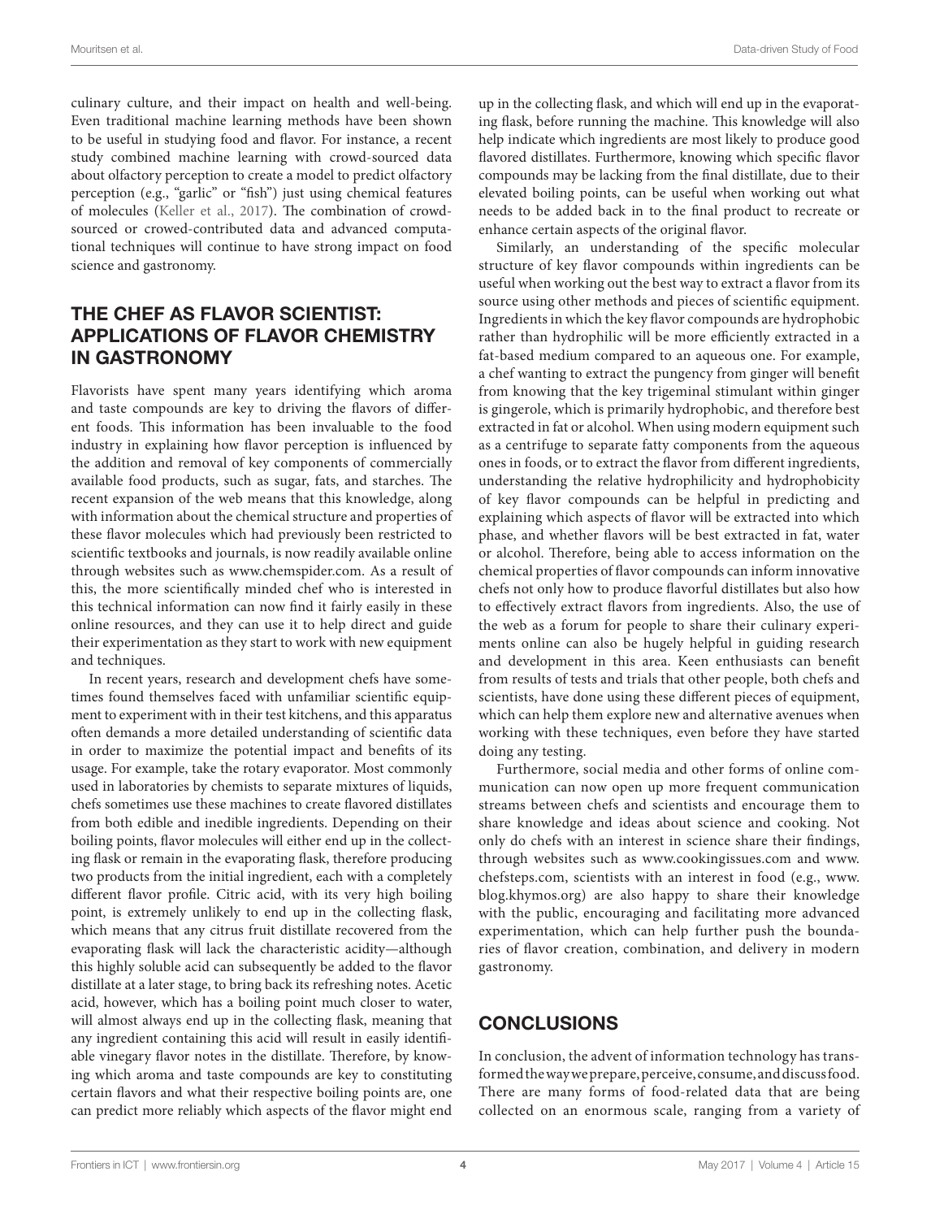culinary culture, and their impact on health and well-being. Even traditional machine learning methods have been shown to be useful in studying food and flavor. For instance, a recent study combined machine learning with crowd-sourced data about olfactory perception to create a model to predict olfactory perception (e.g., "garlic" or "fish") just using chemical features of molecules (Keller et al., 2017). The combination of crowd-sourced or crowed-contributed data and advanced computational techniques will continue to have strong impact on food science and gastronomy.

## THE CHEF AS FLAVOR SCIENTIST: APPLICATIONS OF FLAVOR CHEMISTRY IN GASTRONOMY

Flavorists have spent many years identifying which aroma and taste compounds are key to driving the flavors of different foods. This information has been invaluable to the food industry in explaining how flavor perception is influenced by the addition and removal of key components of commercially available food products, such as sugar, fats, and starches. The recent expansion of the web means that this knowledge, along with information about the chemical structure and properties of these flavor molecules which had previously been restricted to scientific textbooks and journals, is now readily available online through websites such as www.chemspider.com. As a result of this, the more scientifically minded chef who is interested in this technical information can now find it fairly easily in these online resources, and they can use it to help direct and guide their experimentation as they start to work with new equipment and techniques.

In recent years, research and development chefs have sometimes found themselves faced with unfamiliar scientific equipment to experiment with in their test kitchens, and this apparatus often demands a more detailed understanding of scientific data in order to maximize the potential impact and benefits of its usage. For example, take the rotary evaporator. Most commonly used in laboratories by chemists to separate mixtures of liquids, chefs sometimes use these machines to create flavored distillates from both edible and inedible ingredients. Depending on their boiling points, flavor molecules will either end up in the collecting flask or remain in the evaporating flask, therefore producing two products from the initial ingredient, each with a completely different flavor profile. Citric acid, with its very high boiling point, is extremely unlikely to end up in the collecting flask, which means that any citrus fruit distillate recovered from the evaporating flask will lack the characteristic acidity—although this highly soluble acid can subsequently be added to the flavor distillate at a later stage, to bring back its refreshing notes. Acetic acid, however, which has a boiling point much closer to water, will almost always end up in the collecting flask, meaning that any ingredient containing this acid will result in easily identifiable vinegary flavor notes in the distillate. Therefore, by knowing which aroma and taste compounds are key to constituting certain flavors and what their respective boiling points are, one can predict more reliably which aspects of the flavor might end up in the collecting flask, and which will end up in the evaporating flask, before running the machine. This knowledge will also help indicate which ingredients are most likely to produce good flavored distillates. Furthermore, knowing which specific flavor compounds may be lacking from the final distillate, due to their elevated boiling points, can be useful when working out what needs to be added back in to the final product to recreate or enhance certain aspects of the original flavor.

Similarly, an understanding of the specific molecular structure of key flavor compounds within ingredients can be useful when working out the best way to extract a flavor from its source using other methods and pieces of scientific equipment. Ingredients in which the key flavor compounds are hydrophobic rather than hydrophilic will be more efficiently extracted in a fat-based medium compared to an aqueous one. For example, a chef wanting to extract the pungency from ginger will benefit from knowing that the key trigeminal stimulant within ginger is gingerole, which is primarily hydrophobic, and therefore best extracted in fat or alcohol. When using modern equipment such as a centrifuge to separate fatty components from the aqueous ones in foods, or to extract the flavor from different ingredients, understanding the relative hydrophilicity and hydrophobicity of key flavor compounds can be helpful in predicting and explaining which aspects of flavor will be extracted into which phase, and whether flavors will be best extracted in fat, water or alcohol. Therefore, being able to access information on the chemical properties of flavor compounds can inform innovative chefs not only how to produce flavorful distillates but also how to effectively extract flavors from ingredients. Also, the use of the web as a forum for people to share their culinary experiments online can also be hugely helpful in guiding research and development in this area. Keen enthusiasts can benefit from results of tests and trials that other people, both chefs and scientists, have done using these different pieces of equipment, which can help them explore new and alternative avenues when working with these techniques, even before they have started doing any testing.

Furthermore, social media and other forms of online communication can now open up more frequent communication streams between chefs and scientists and encourage them to share knowledge and ideas about science and cooking. Not only do chefs with an interest in science share their findings, through websites such as www.cookingissues.com and www.chefsteps.com, scientists with an interest in food (e.g., www.blog.khymos.org) are also happy to share their knowledge with the public, encouraging and facilitating more advanced experimentation, which can help further push the boundaries of flavor creation, combination, and delivery in modern gastronomy.

## CONCLUSIONS

In conclusion, the advent of information technology has transformed the way we prepare, perceive, consume, and discuss food. There are many forms of food-related data that are being collected on an enormous scale, ranging from a variety of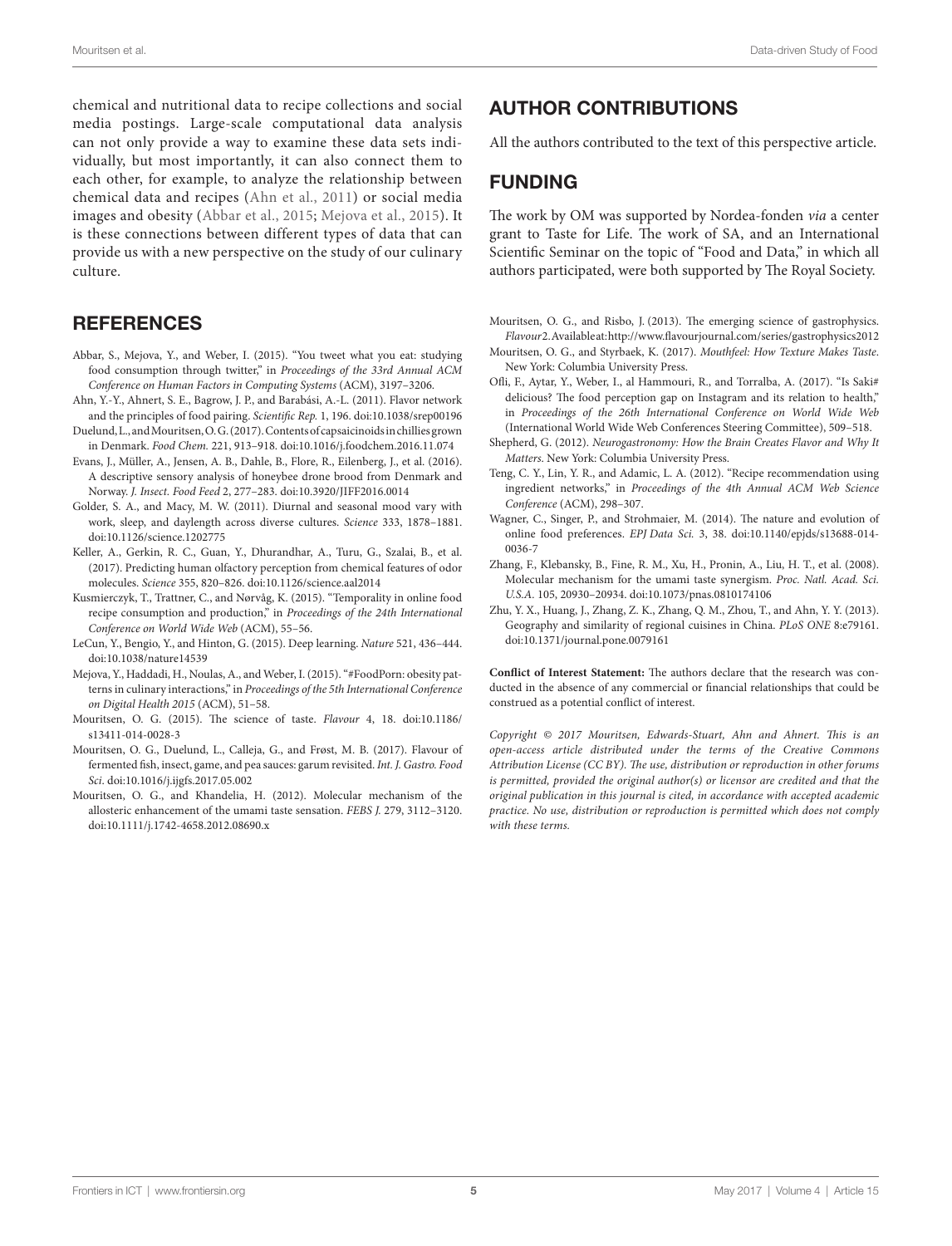chemical and nutritional data to recipe collections and social media postings. Large-scale computational data analysis can not only provide a way to examine these data sets individually, but most importantly, it can also connect them to each other, for example, to analyze the relationship between chemical data and recipes (Ahn et al., 2011) or social media images and obesity (Abbar et al., 2015; Mejova et al., 2015). It is these connections between different types of data that can provide us with a new perspective on the study of our culinary culture.

## REFERENCES

Abbar, S., Mejova, Y., and Weber, I. (2015). "You tweet what you eat: studying food consumption through twitter," in *Proceedings of the 33rd Annual ACM Conference on Human Factors in Computing Systems* (ACM), 3197–3206.

Ahn, Y.-Y., Ahnert, S. E., Bagrow, J. P., and Barabási, A.-L. (2011). Flavor network and the principles of food pairing. *Scientific Rep.* 1, 196. doi:10.1038/srep00196

Duelund, L., and Mouritsen, O. G. (2017). Contents of capsaicinoids in chillies grown in Denmark. *Food Chem.* 221, 913–918. doi:10.1016/j.foodchem.2016.11.074

Evans, J., Müller, A., Jensen, A. B., Dahle, B., Flore, R., Eilenberg, J., et al. (2016). A descriptive sensory analysis of honeybee drone brood from Denmark and Norway. *J. Insect. Food Feed* 2, 277–283. doi:10.3920/JIFF2016.0014

Golder, S. A., and Macy, M. W. (2011). Diurnal and seasonal mood vary with work, sleep, and daylength across diverse cultures. *Science* 333, 1878–1881. doi:10.1126/science.1202775

Keller, A., Gerkin, R. C., Guan, Y., Dhurandhar, A., Turu, G., Szalai, B., et al. (2017). Predicting human olfactory perception from chemical features of odor molecules. *Science* 355, 820–826. doi:10.1126/science.aal2014

Kusmierczyk, T., Trattner, C., and Nørvåg, K. (2015). "Temporality in online food recipe consumption and production," in *Proceedings of the 24th International Conference on World Wide Web* (ACM), 55–56.

LeCun, Y., Bengio, Y., and Hinton, G. (2015). Deep learning. *Nature* 521, 436–444. doi:10.1038/nature14539

Mejova, Y., Haddadi, H., Noulas, A., and Weber, I. (2015). "#FoodPorn: obesity patterns in culinary interactions," in *Proceedings of the 5th International Conference on Digital Health 2015* (ACM), 51–58.

Mouritsen, O. G. (2015). The science of taste. *Flavour* 4, 18. doi:10.1186/s13411-014-0028-3

Mouritsen, O. G., Duelund, L., Calleja, G., and Frøst, M. B. (2017). Flavour of fermented fish, insect, game, and pea sauces: garum revisited. *Int. J. Gastro. Food Sci.* doi:10.1016/j.ijgfs.2017.05.002

Mouritsen, O. G., and Khandelia, H. (2012). Molecular mechanism of the allosteric enhancement of the umami taste sensation. *FEBS J.* 279, 3112–3120. doi:10.1111/j.1742-4658.2012.08690.x

Mouritsen, O. G., and Risbo, J. (2013). The emerging science of gastrophysics. *Flavour* 2. Available at: http://www.flavourjournal.com/series/gastrophysics2012

Mouritsen, O. G., and Styrbaek, K. (2017). *Mouthfeel: How Texture Makes Taste*. New York: Columbia University Press.

Ofli, F., Aytar, Y., Weber, I., al Hammouri, R., and Torralba, A. (2017). "Is Saki# delicious? The food perception gap on Instagram and its relation to health," in *Proceedings of the 26th International Conference on World Wide Web* (International World Wide Web Conferences Steering Committee), 509–518.

Shepherd, G. (2012). *Neurogastronomy: How the Brain Creates Flavor and Why It Matters*. New York: Columbia University Press.

Teng, C. Y., Lin, Y. R., and Adamic, L. A. (2012). "Recipe recommendation using ingredient networks," in *Proceedings of the 4th Annual ACM Web Science Conference* (ACM), 298–307.

Wagner, C., Singer, P., and Strohmaier, M. (2014). The nature and evolution of online food preferences. *EPJ Data Sci.* 3, 38. doi:10.1140/epjds/s13688-014-0036-7

Zhang, F., Klebansky, B., Fine, R. M., Xu, H., Pronin, A., Liu, H. T., et al. (2008). Molecular mechanism for the umami taste synergism. *Proc. Natl. Acad. Sci. U.S.A.* 105, 20930–20934. doi:10.1073/pnas.0810174106

Zhu, Y. X., Huang, J., Zhang, Z. K., Zhang, Q. M., Zhou, T., and Ahn, Y. Y. (2013). Geography and similarity of regional cuisines in China. *PLoS ONE* 8:e79161. doi:10.1371/journal.pone.0079161

## AUTHOR CONTRIBUTIONS

All the authors contributed to the text of this perspective article.

## FUNDING

The work by OM was supported by Nordea-fonden *via* a center grant to Taste for Life. The work of SA, and an International Scientific Seminar on the topic of "Food and Data," in which all authors participated, were both supported by The Royal Society.

**Conflict of Interest Statement:** The authors declare that the research was conducted in the absence of any commercial or financial relationships that could be construed as a potential conflict of interest.

*Copyright © 2017 Mouritsen, Edwards-Stuart, Ahn and Ahnert. This is an open-access article distributed under the terms of the Creative Commons Attribution License (CC BY). The use, distribution or reproduction in other forums is permitted, provided the original author(s) or licensor are credited and that the original publication in this journal is cited, in accordance with accepted academic practice. No use, distribution or reproduction is permitted which does not comply with these terms.*